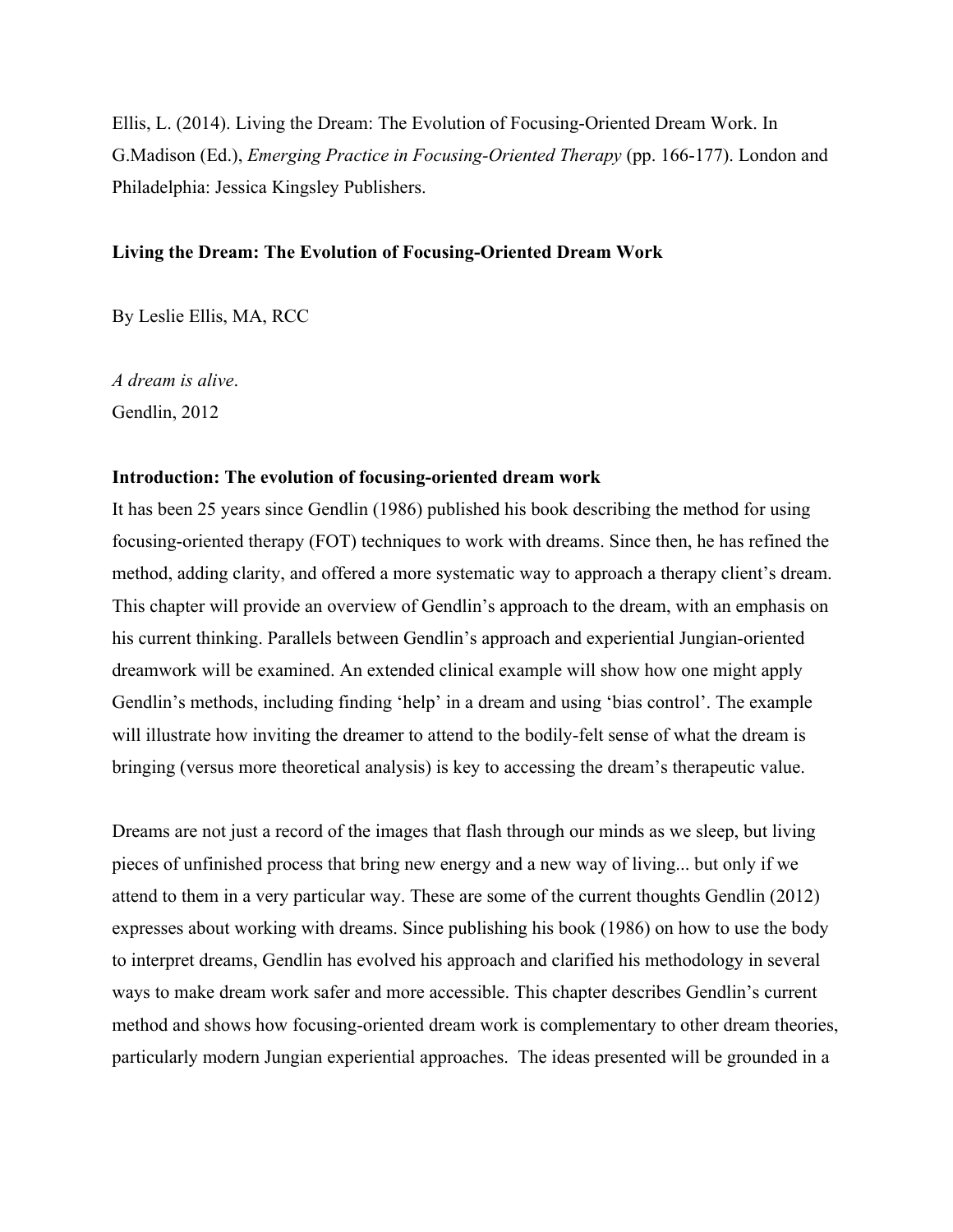Ellis, L. (2014). Living the Dream: The Evolution of Focusing-Oriented Dream Work. In G.Madison (Ed.), *Emerging Practice in Focusing-Oriented Therapy* (pp. 166-177). London and Philadelphia: Jessica Kingsley Publishers.

**Living the Dream: The Evolution of Focusing-Oriented Dream Work**

By Leslie Ellis, MA, RCC

*A dream is alive*.
Gendlin, 2012

**Introduction: The evolution of focusing-oriented dream work**

It has been 25 years since Gendlin (1986) published his book describing the method for using focusing-oriented therapy (FOT) techniques to work with dreams. Since then, he has refined the method, adding clarity, and offered a more systematic way to approach a therapy client's dream. This chapter will provide an overview of Gendlin's approach to the dream, with an emphasis on his current thinking. Parallels between Gendlin's approach and experiential Jungian-oriented dreamwork will be examined. An extended clinical example will show how one might apply Gendlin's methods, including finding 'help' in a dream and using 'bias control'. The example will illustrate how inviting the dreamer to attend to the bodily-felt sense of what the dream is bringing (versus more theoretical analysis) is key to accessing the dream's therapeutic value.

Dreams are not just a record of the images that flash through our minds as we sleep, but living pieces of unfinished process that bring new energy and a new way of living... but only if we attend to them in a very particular way. These are some of the current thoughts Gendlin (2012) expresses about working with dreams. Since publishing his book (1986) on how to use the body to interpret dreams, Gendlin has evolved his approach and clarified his methodology in several ways to make dream work safer and more accessible. This chapter describes Gendlin's current method and shows how focusing-oriented dream work is complementary to other dream theories, particularly modern Jungian experiential approaches. The ideas presented will be grounded in a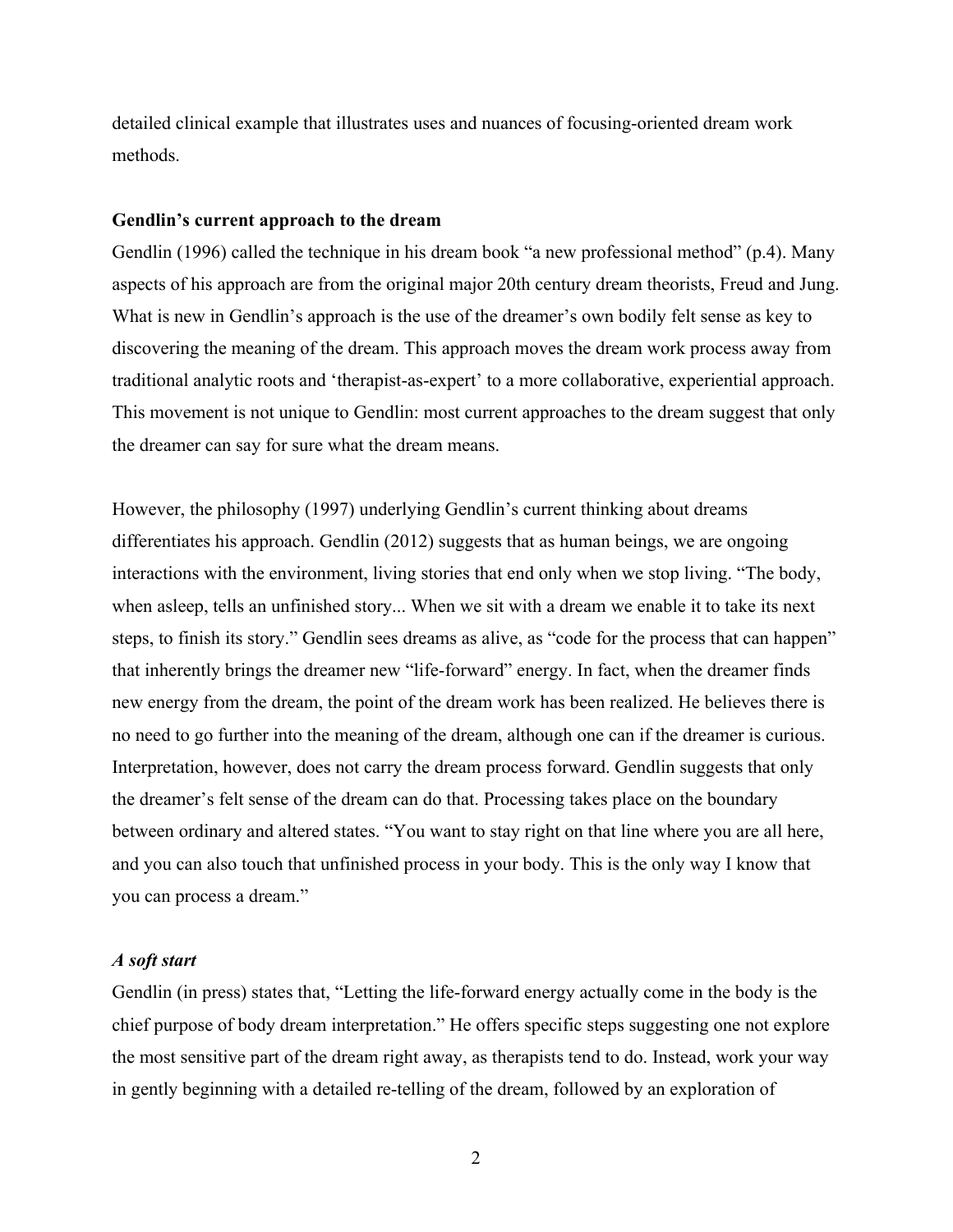detailed clinical example that illustrates uses and nuances of focusing-oriented dream work methods.

## Gendlin's current approach to the dream

Gendlin (1996) called the technique in his dream book "a new professional method" (p.4). Many aspects of his approach are from the original major 20th century dream theorists, Freud and Jung. What is new in Gendlin's approach is the use of the dreamer's own bodily felt sense as key to discovering the meaning of the dream. This approach moves the dream work process away from traditional analytic roots and 'therapist-as-expert' to a more collaborative, experiential approach. This movement is not unique to Gendlin: most current approaches to the dream suggest that only the dreamer can say for sure what the dream means.

However, the philosophy (1997) underlying Gendlin's current thinking about dreams differentiates his approach. Gendlin (2012) suggests that as human beings, we are ongoing interactions with the environment, living stories that end only when we stop living. "The body, when asleep, tells an unfinished story... When we sit with a dream we enable it to take its next steps, to finish its story." Gendlin sees dreams as alive, as "code for the process that can happen" that inherently brings the dreamer new "life-forward" energy. In fact, when the dreamer finds new energy from the dream, the point of the dream work has been realized. He believes there is no need to go further into the meaning of the dream, although one can if the dreamer is curious. Interpretation, however, does not carry the dream process forward. Gendlin suggests that only the dreamer's felt sense of the dream can do that. Processing takes place on the boundary between ordinary and altered states. "You want to stay right on that line where you are all here, and you can also touch that unfinished process in your body. This is the only way I know that you can process a dream."

### *A soft start*

Gendlin (in press) states that, "Letting the life-forward energy actually come in the body is the chief purpose of body dream interpretation." He offers specific steps suggesting one not explore the most sensitive part of the dream right away, as therapists tend to do. Instead, work your way in gently beginning with a detailed re-telling of the dream, followed by an exploration of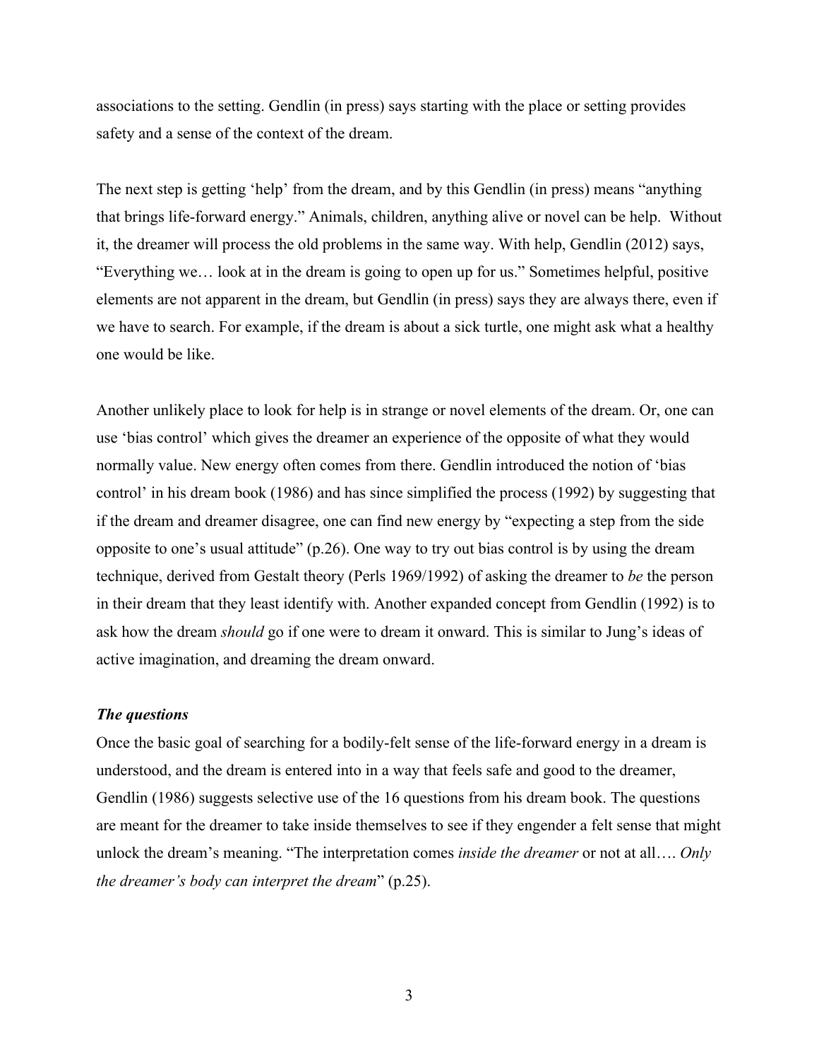associations to the setting. Gendlin (in press) says starting with the place or setting provides safety and a sense of the context of the dream.

The next step is getting 'help' from the dream, and by this Gendlin (in press) means "anything that brings life-forward energy." Animals, children, anything alive or novel can be help. Without it, the dreamer will process the old problems in the same way. With help, Gendlin (2012) says, "Everything we… look at in the dream is going to open up for us." Sometimes helpful, positive elements are not apparent in the dream, but Gendlin (in press) says they are always there, even if we have to search. For example, if the dream is about a sick turtle, one might ask what a healthy one would be like.

Another unlikely place to look for help is in strange or novel elements of the dream. Or, one can use 'bias control' which gives the dreamer an experience of the opposite of what they would normally value. New energy often comes from there. Gendlin introduced the notion of 'bias control' in his dream book (1986) and has since simplified the process (1992) by suggesting that if the dream and dreamer disagree, one can find new energy by "expecting a step from the side opposite to one's usual attitude" (p.26). One way to try out bias control is by using the dream technique, derived from Gestalt theory (Perls 1969/1992) of asking the dreamer to *be* the person in their dream that they least identify with. Another expanded concept from Gendlin (1992) is to ask how the dream *should* go if one were to dream it onward. This is similar to Jung's ideas of active imagination, and dreaming the dream onward.

### *The questions*

Once the basic goal of searching for a bodily-felt sense of the life-forward energy in a dream is understood, and the dream is entered into in a way that feels safe and good to the dreamer, Gendlin (1986) suggests selective use of the 16 questions from his dream book. The questions are meant for the dreamer to take inside themselves to see if they engender a felt sense that might unlock the dream's meaning. "The interpretation comes *inside the dreamer* or not at all…. *Only the dreamer's body can interpret the dream*" (p.25).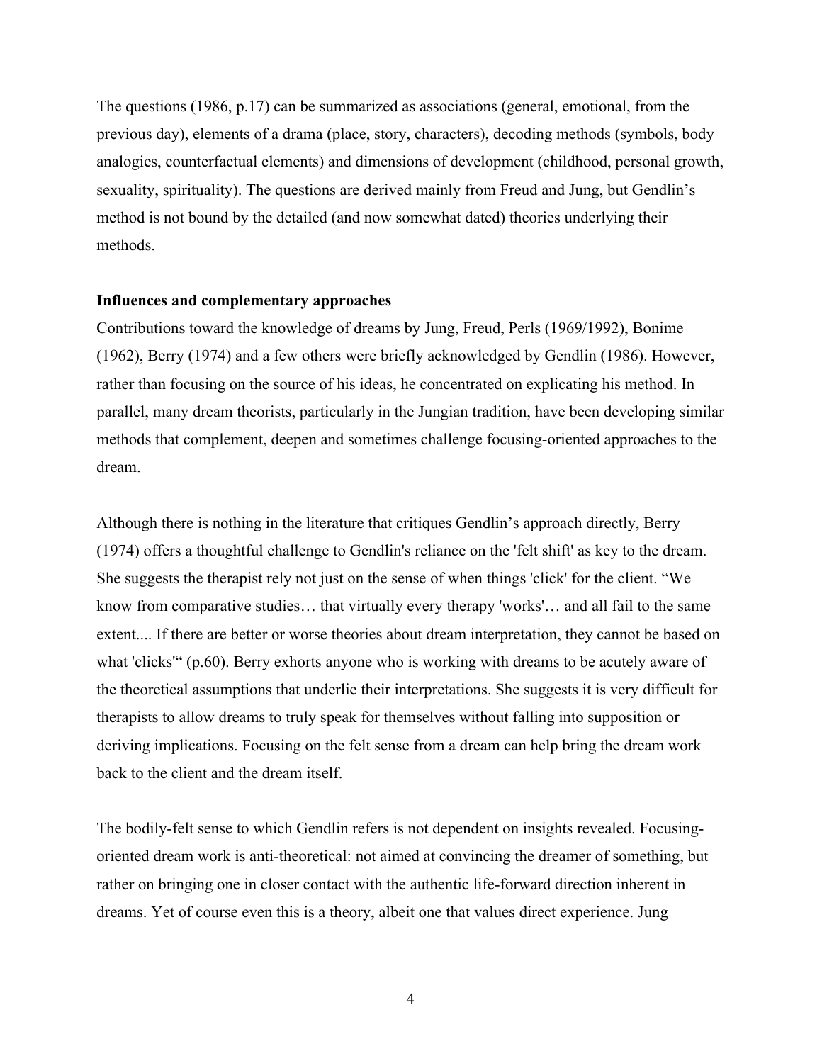The questions (1986, p.17) can be summarized as associations (general, emotional, from the previous day), elements of a drama (place, story, characters), decoding methods (symbols, body analogies, counterfactual elements) and dimensions of development (childhood, personal growth, sexuality, spirituality). The questions are derived mainly from Freud and Jung, but Gendlin's method is not bound by the detailed (and now somewhat dated) theories underlying their methods.

**Influences and complementary approaches**

Contributions toward the knowledge of dreams by Jung, Freud, Perls (1969/1992), Bonime (1962), Berry (1974) and a few others were briefly acknowledged by Gendlin (1986). However, rather than focusing on the source of his ideas, he concentrated on explicating his method. In parallel, many dream theorists, particularly in the Jungian tradition, have been developing similar methods that complement, deepen and sometimes challenge focusing-oriented approaches to the dream.

Although there is nothing in the literature that critiques Gendlin's approach directly, Berry (1974) offers a thoughtful challenge to Gendlin's reliance on the 'felt shift' as key to the dream. She suggests the therapist rely not just on the sense of when things 'click' for the client. "We know from comparative studies… that virtually every therapy 'works'… and all fail to the same extent.... If there are better or worse theories about dream interpretation, they cannot be based on what 'clicks'" (p.60). Berry exhorts anyone who is working with dreams to be acutely aware of the theoretical assumptions that underlie their interpretations. She suggests it is very difficult for therapists to allow dreams to truly speak for themselves without falling into supposition or deriving implications. Focusing on the felt sense from a dream can help bring the dream work back to the client and the dream itself.

The bodily-felt sense to which Gendlin refers is not dependent on insights revealed. Focusing-oriented dream work is anti-theoretical: not aimed at convincing the dreamer of something, but rather on bringing one in closer contact with the authentic life-forward direction inherent in dreams. Yet of course even this is a theory, albeit one that values direct experience. Jung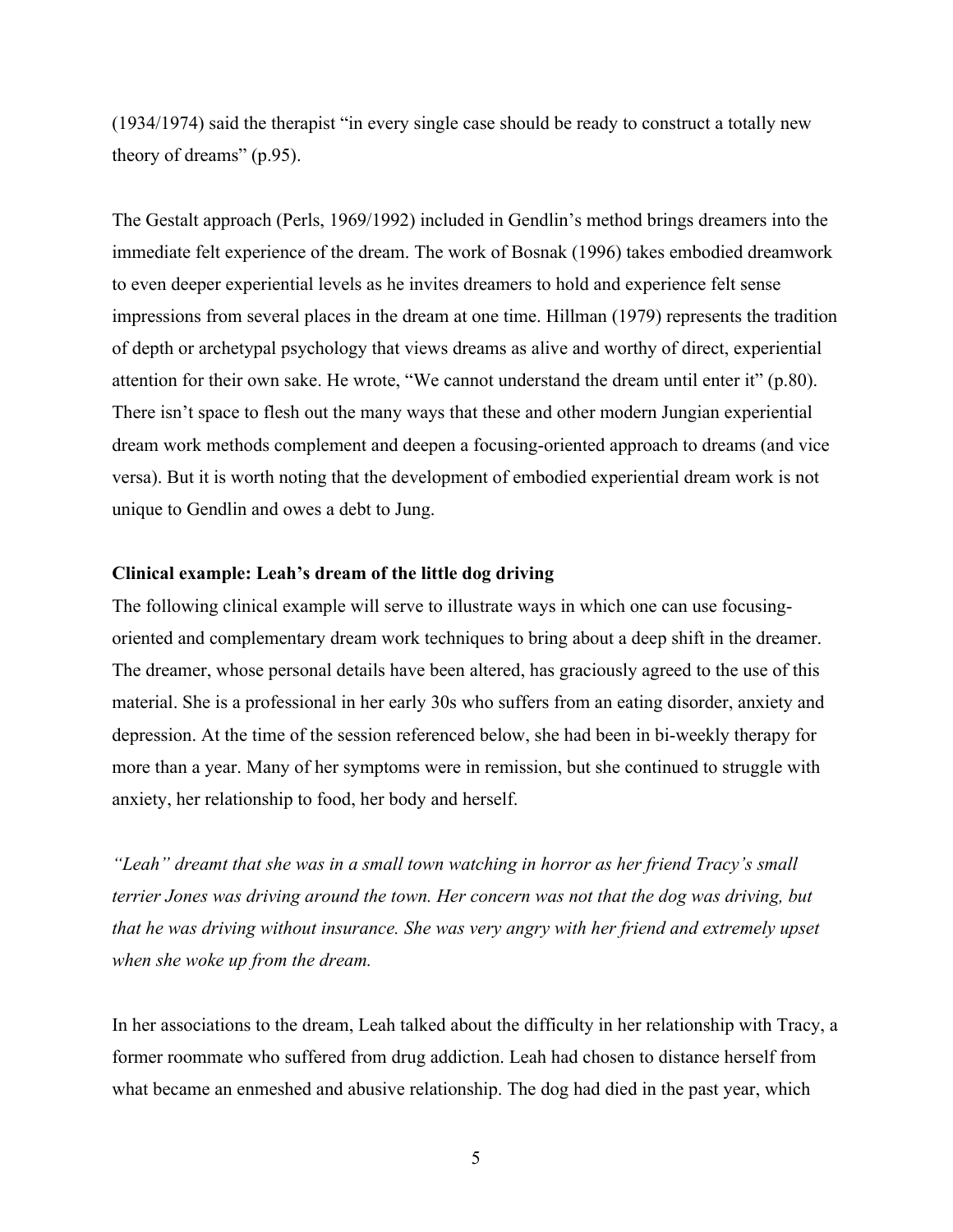(1934/1974) said the therapist "in every single case should be ready to construct a totally new theory of dreams" (p.95).

The Gestalt approach (Perls, 1969/1992) included in Gendlin's method brings dreamers into the immediate felt experience of the dream. The work of Bosnak (1996) takes embodied dreamwork to even deeper experiential levels as he invites dreamers to hold and experience felt sense impressions from several places in the dream at one time. Hillman (1979) represents the tradition of depth or archetypal psychology that views dreams as alive and worthy of direct, experiential attention for their own sake. He wrote, "We cannot understand the dream until enter it" (p.80). There isn't space to flesh out the many ways that these and other modern Jungian experiential dream work methods complement and deepen a focusing-oriented approach to dreams (and vice versa). But it is worth noting that the development of embodied experiential dream work is not unique to Gendlin and owes a debt to Jung.

**Clinical example: Leah's dream of the little dog driving**

The following clinical example will serve to illustrate ways in which one can use focusing-oriented and complementary dream work techniques to bring about a deep shift in the dreamer. The dreamer, whose personal details have been altered, has graciously agreed to the use of this material. She is a professional in her early 30s who suffers from an eating disorder, anxiety and depression. At the time of the session referenced below, she had been in bi-weekly therapy for more than a year. Many of her symptoms were in remission, but she continued to struggle with anxiety, her relationship to food, her body and herself.

*"Leah" dreamt that she was in a small town watching in horror as her friend Tracy's small terrier Jones was driving around the town. Her concern was not that the dog was driving, but that he was driving without insurance. She was very angry with her friend and extremely upset when she woke up from the dream.*

In her associations to the dream, Leah talked about the difficulty in her relationship with Tracy, a former roommate who suffered from drug addiction. Leah had chosen to distance herself from what became an enmeshed and abusive relationship. The dog had died in the past year, which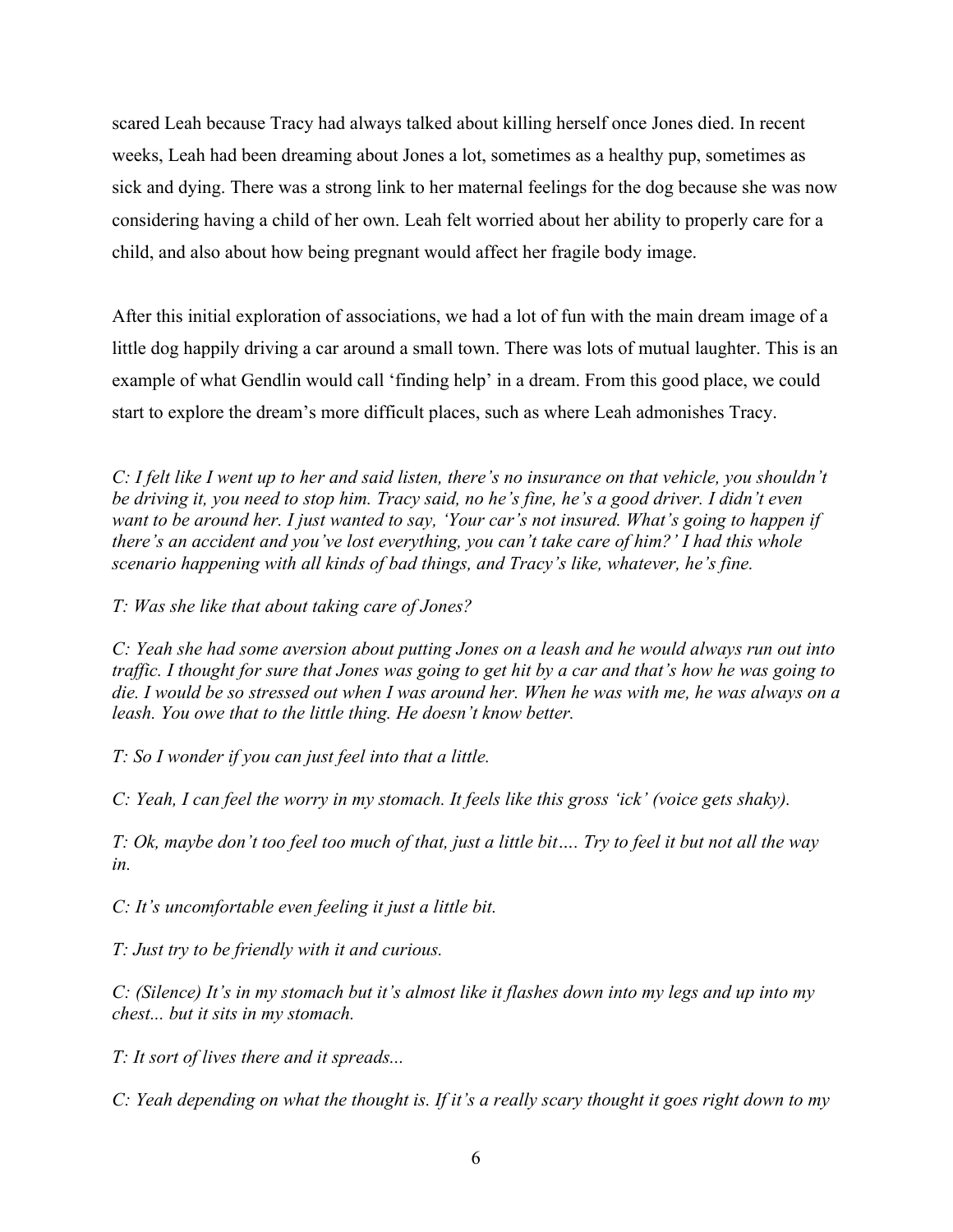scared Leah because Tracy had always talked about killing herself once Jones died. In recent weeks, Leah had been dreaming about Jones a lot, sometimes as a healthy pup, sometimes as sick and dying. There was a strong link to her maternal feelings for the dog because she was now considering having a child of her own. Leah felt worried about her ability to properly care for a child, and also about how being pregnant would affect her fragile body image.

After this initial exploration of associations, we had a lot of fun with the main dream image of a little dog happily driving a car around a small town. There was lots of mutual laughter. This is an example of what Gendlin would call 'finding help' in a dream. From this good place, we could start to explore the dream's more difficult places, such as where Leah admonishes Tracy.

*C: I felt like I went up to her and said listen, there's no insurance on that vehicle, you shouldn't be driving it, you need to stop him. Tracy said, no he's fine, he's a good driver. I didn't even want to be around her. I just wanted to say, 'Your car's not insured. What's going to happen if there's an accident and you've lost everything, you can't take care of him?' I had this whole scenario happening with all kinds of bad things, and Tracy's like, whatever, he's fine.*

*T: Was she like that about taking care of Jones?*

*C: Yeah she had some aversion about putting Jones on a leash and he would always run out into traffic. I thought for sure that Jones was going to get hit by a car and that's how he was going to die. I would be so stressed out when I was around her. When he was with me, he was always on a leash. You owe that to the little thing. He doesn't know better.*

*T: So I wonder if you can just feel into that a little.*

*C: Yeah, I can feel the worry in my stomach. It feels like this gross 'ick' (voice gets shaky).*

*T: Ok, maybe don't too feel too much of that, just a little bit…. Try to feel it but not all the way in.*

*C: It's uncomfortable even feeling it just a little bit.*

*T: Just try to be friendly with it and curious.*

*C: (Silence) It's in my stomach but it's almost like it flashes down into my legs and up into my chest... but it sits in my stomach.*

*T: It sort of lives there and it spreads...*

*C: Yeah depending on what the thought is. If it's a really scary thought it goes right down to my*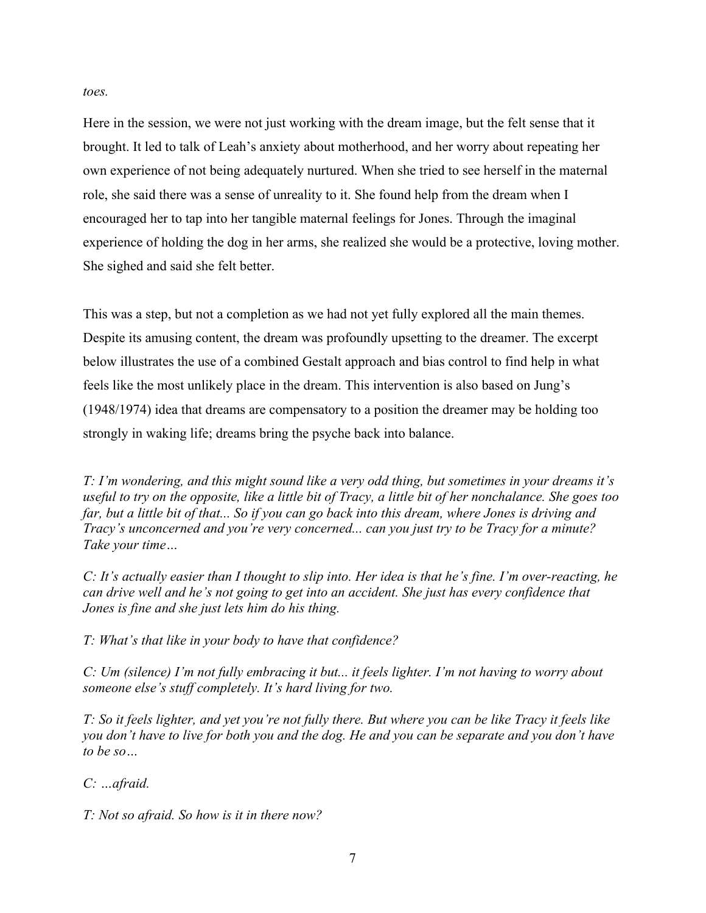*toes.*

Here in the session, we were not just working with the dream image, but the felt sense that it brought. It led to talk of Leah's anxiety about motherhood, and her worry about repeating her own experience of not being adequately nurtured. When she tried to see herself in the maternal role, she said there was a sense of unreality to it. She found help from the dream when I encouraged her to tap into her tangible maternal feelings for Jones. Through the imaginal experience of holding the dog in her arms, she realized she would be a protective, loving mother. She sighed and said she felt better.

This was a step, but not a completion as we had not yet fully explored all the main themes. Despite its amusing content, the dream was profoundly upsetting to the dreamer. The excerpt below illustrates the use of a combined Gestalt approach and bias control to find help in what feels like the most unlikely place in the dream. This intervention is also based on Jung's (1948/1974) idea that dreams are compensatory to a position the dreamer may be holding too strongly in waking life; dreams bring the psyche back into balance.

*T: I'm wondering, and this might sound like a very odd thing, but sometimes in your dreams it's useful to try on the opposite, like a little bit of Tracy, a little bit of her nonchalance. She goes too far, but a little bit of that... So if you can go back into this dream, where Jones is driving and Tracy's unconcerned and you're very concerned... can you just try to be Tracy for a minute? Take your time…*

*C: It's actually easier than I thought to slip into. Her idea is that he's fine. I'm over-reacting, he can drive well and he's not going to get into an accident. She just has every confidence that Jones is fine and she just lets him do his thing.*

*T: What's that like in your body to have that confidence?*

*C: Um (silence) I'm not fully embracing it but... it feels lighter. I'm not having to worry about someone else's stuff completely. It's hard living for two.*

*T: So it feels lighter, and yet you're not fully there. But where you can be like Tracy it feels like you don't have to live for both you and the dog. He and you can be separate and you don't have to be so…*

*C: …afraid.*

*T: Not so afraid. So how is it in there now?*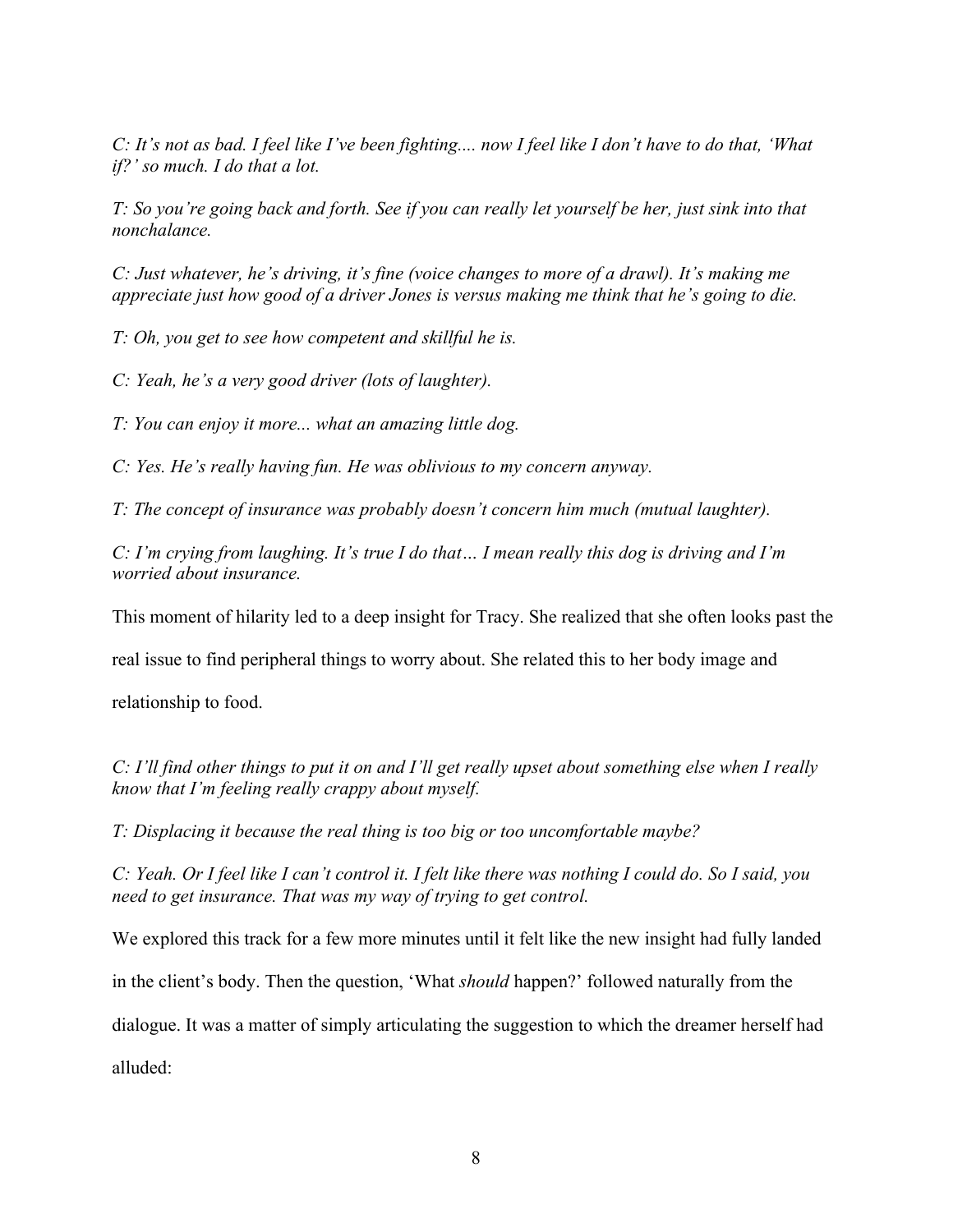*C: It's not as bad. I feel like I've been fighting.... now I feel like I don't have to do that, 'What if?' so much. I do that a lot.*

*T: So you're going back and forth. See if you can really let yourself be her, just sink into that nonchalance.*

*C: Just whatever, he's driving, it's fine (voice changes to more of a drawl). It's making me appreciate just how good of a driver Jones is versus making me think that he's going to die.*

*T: Oh, you get to see how competent and skillful he is.*

*C: Yeah, he's a very good driver (lots of laughter).*

*T: You can enjoy it more... what an amazing little dog.*

*C: Yes. He's really having fun. He was oblivious to my concern anyway.*

*T: The concept of insurance was probably doesn't concern him much (mutual laughter).*

*C: I'm crying from laughing. It's true I do that… I mean really this dog is driving and I'm worried about insurance.*

This moment of hilarity led to a deep insight for Tracy. She realized that she often looks past the real issue to find peripheral things to worry about. She related this to her body image and relationship to food.

*C: I'll find other things to put it on and I'll get really upset about something else when I really know that I'm feeling really crappy about myself.*

*T: Displacing it because the real thing is too big or too uncomfortable maybe?*

*C: Yeah. Or I feel like I can't control it. I felt like there was nothing I could do. So I said, you need to get insurance. That was my way of trying to get control.*

We explored this track for a few more minutes until it felt like the new insight had fully landed in the client's body. Then the question, 'What *should* happen?' followed naturally from the dialogue. It was a matter of simply articulating the suggestion to which the dreamer herself had alluded: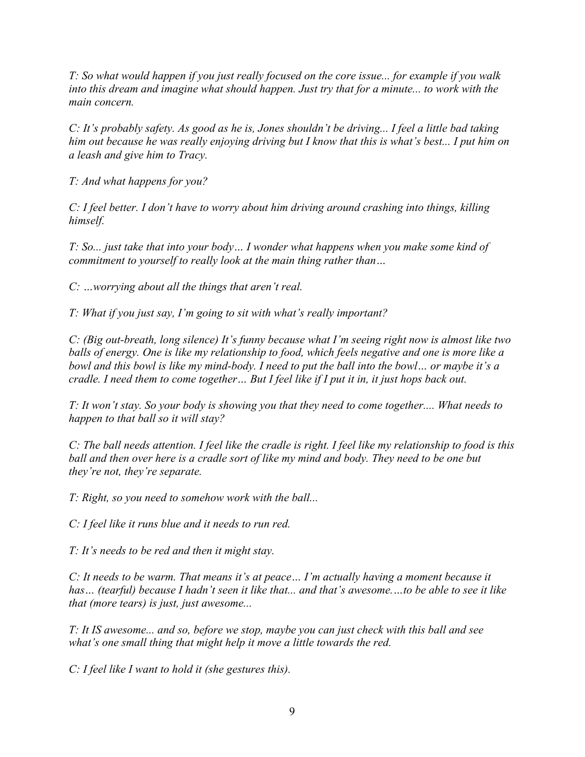*T: So what would happen if you just really focused on the core issue... for example if you walk into this dream and imagine what should happen. Just try that for a minute... to work with the main concern.*

*C: It's probably safety. As good as he is, Jones shouldn't be driving... I feel a little bad taking him out because he was really enjoying driving but I know that this is what's best... I put him on a leash and give him to Tracy.*

*T: And what happens for you?*

*C: I feel better. I don't have to worry about him driving around crashing into things, killing himself.*

*T: So... just take that into your body… I wonder what happens when you make some kind of commitment to yourself to really look at the main thing rather than…*

*C: …worrying about all the things that aren't real.*

*T: What if you just say, I'm going to sit with what's really important?*

*C: (Big out-breath, long silence) It's funny because what I'm seeing right now is almost like two balls of energy. One is like my relationship to food, which feels negative and one is more like a bowl and this bowl is like my mind-body. I need to put the ball into the bowl… or maybe it's a cradle. I need them to come together… But I feel like if I put it in, it just hops back out.*

*T: It won't stay. So your body is showing you that they need to come together.... What needs to happen to that ball so it will stay?*

*C: The ball needs attention. I feel like the cradle is right. I feel like my relationship to food is this ball and then over here is a cradle sort of like my mind and body. They need to be one but they're not, they're separate.*

*T: Right, so you need to somehow work with the ball...*

*C: I feel like it runs blue and it needs to run red.*

*T: It's needs to be red and then it might stay.*

*C: It needs to be warm. That means it's at peace… I'm actually having a moment because it has… (tearful) because I hadn't seen it like that... and that's awesome….to be able to see it like that (more tears) is just, just awesome...*

*T: It IS awesome... and so, before we stop, maybe you can just check with this ball and see what's one small thing that might help it move a little towards the red.*

*C: I feel like I want to hold it (she gestures this).*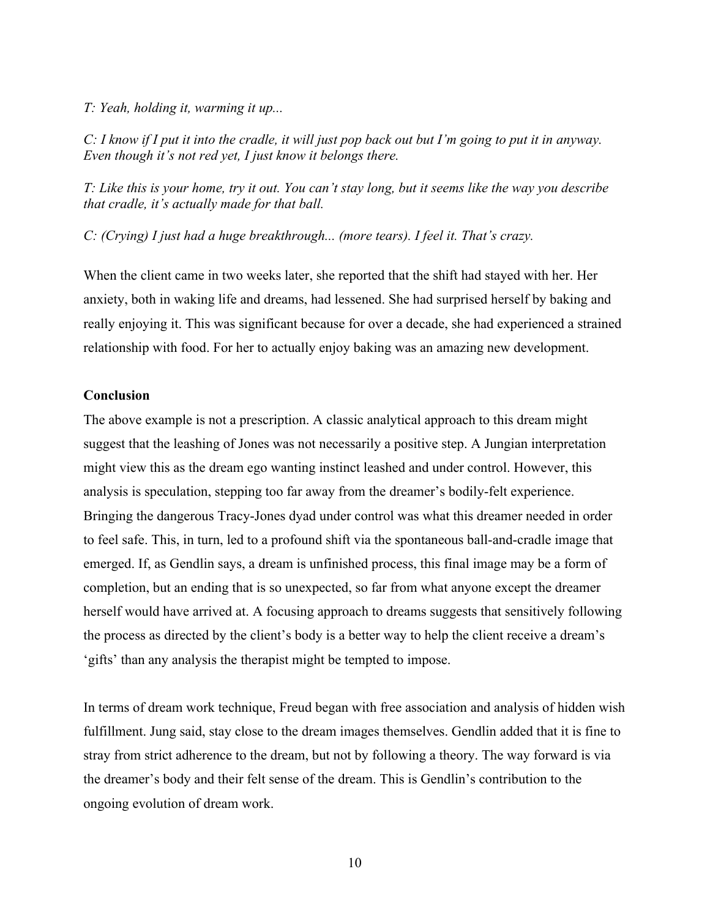*T: Yeah, holding it, warming it up...*

*C: I know if I put it into the cradle, it will just pop back out but I'm going to put it in anyway. Even though it's not red yet, I just know it belongs there.*

*T: Like this is your home, try it out. You can't stay long, but it seems like the way you describe that cradle, it's actually made for that ball.*

*C: (Crying) I just had a huge breakthrough... (more tears). I feel it. That's crazy.*

When the client came in two weeks later, she reported that the shift had stayed with her. Her anxiety, both in waking life and dreams, had lessened. She had surprised herself by baking and really enjoying it. This was significant because for over a decade, she had experienced a strained relationship with food. For her to actually enjoy baking was an amazing new development.

**Conclusion**

The above example is not a prescription. A classic analytical approach to this dream might suggest that the leashing of Jones was not necessarily a positive step. A Jungian interpretation might view this as the dream ego wanting instinct leashed and under control. However, this analysis is speculation, stepping too far away from the dreamer's bodily-felt experience. Bringing the dangerous Tracy-Jones dyad under control was what this dreamer needed in order to feel safe. This, in turn, led to a profound shift via the spontaneous ball-and-cradle image that emerged. If, as Gendlin says, a dream is unfinished process, this final image may be a form of completion, but an ending that is so unexpected, so far from what anyone except the dreamer herself would have arrived at. A focusing approach to dreams suggests that sensitively following the process as directed by the client's body is a better way to help the client receive a dream's 'gifts' than any analysis the therapist might be tempted to impose.

In terms of dream work technique, Freud began with free association and analysis of hidden wish fulfillment. Jung said, stay close to the dream images themselves. Gendlin added that it is fine to stray from strict adherence to the dream, but not by following a theory. The way forward is via the dreamer's body and their felt sense of the dream. This is Gendlin's contribution to the ongoing evolution of dream work.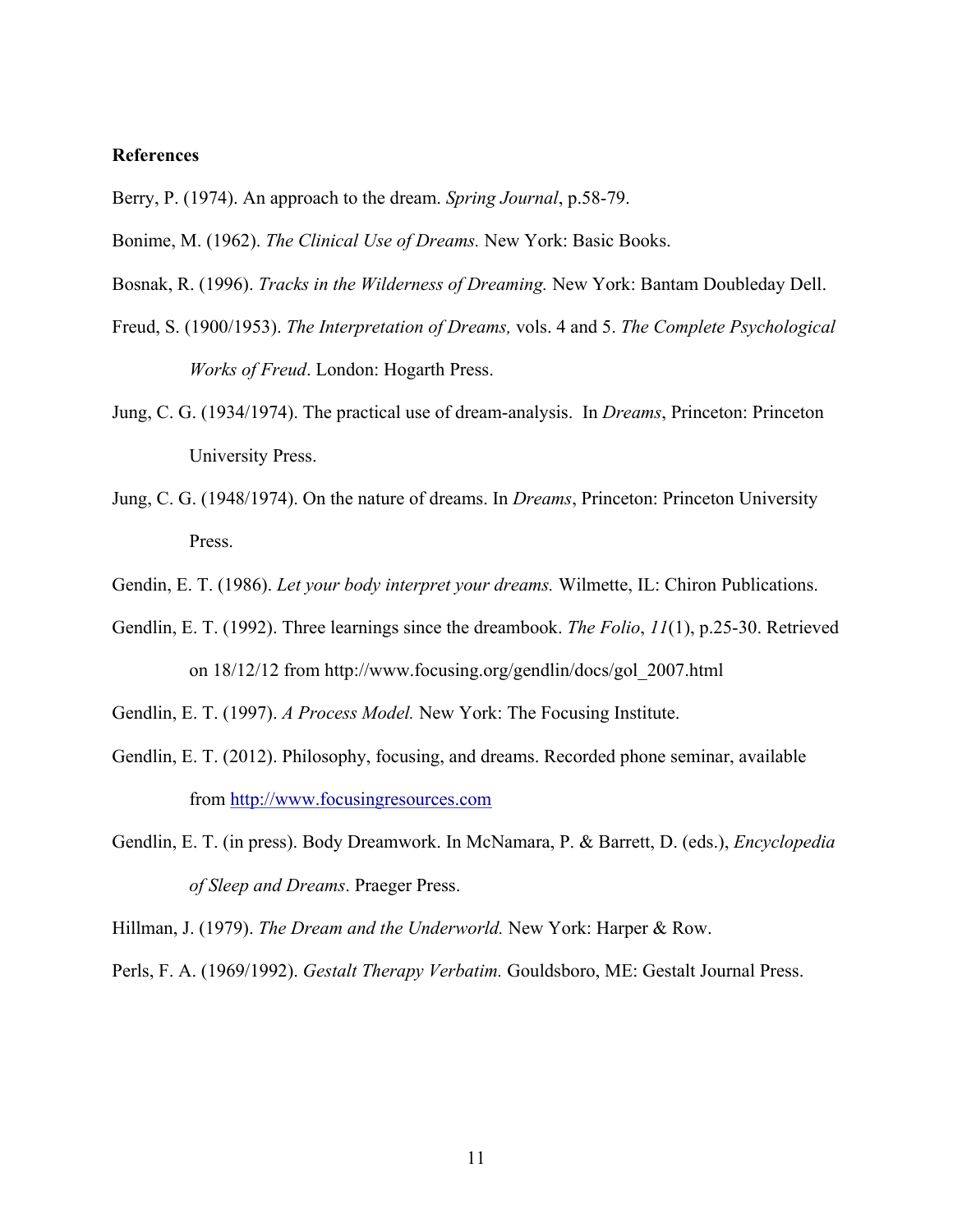**References**

Berry, P. (1974). An approach to the dream. *Spring Journal*, p.58-79.

Bonime, M. (1962). *The Clinical Use of Dreams.* New York: Basic Books.

Bosnak, R. (1996). *Tracks in the Wilderness of Dreaming.* New York: Bantam Doubleday Dell.

Freud, S. (1900/1953). *The Interpretation of Dreams,* vols. 4 and 5. *The Complete Psychological Works of Freud*. London: Hogarth Press.

Jung, C. G. (1934/1974). The practical use of dream-analysis. In *Dreams*, Princeton: Princeton University Press.

Jung, C. G. (1948/1974). On the nature of dreams. In *Dreams*, Princeton: Princeton University Press.

Gendin, E. T. (1986). *Let your body interpret your dreams.* Wilmette, IL: Chiron Publications.

Gendlin, E. T. (1992). Three learnings since the dreambook. *The Folio*, *11*(1), p.25-30. Retrieved on 18/12/12 from http://www.focusing.org/gendlin/docs/gol_2007.html

Gendlin, E. T. (1997). *A Process Model.* New York: The Focusing Institute.

Gendlin, E. T. (2012). Philosophy, focusing, and dreams. Recorded phone seminar, available from http://www.focusingresources.com

Gendlin, E. T. (in press). Body Dreamwork. In McNamara, P. & Barrett, D. (eds.), *Encyclopedia of Sleep and Dreams*. Praeger Press.

Hillman, J. (1979). *The Dream and the Underworld.* New York: Harper & Row.

Perls, F. A. (1969/1992). *Gestalt Therapy Verbatim.* Gouldsboro, ME: Gestalt Journal Press.